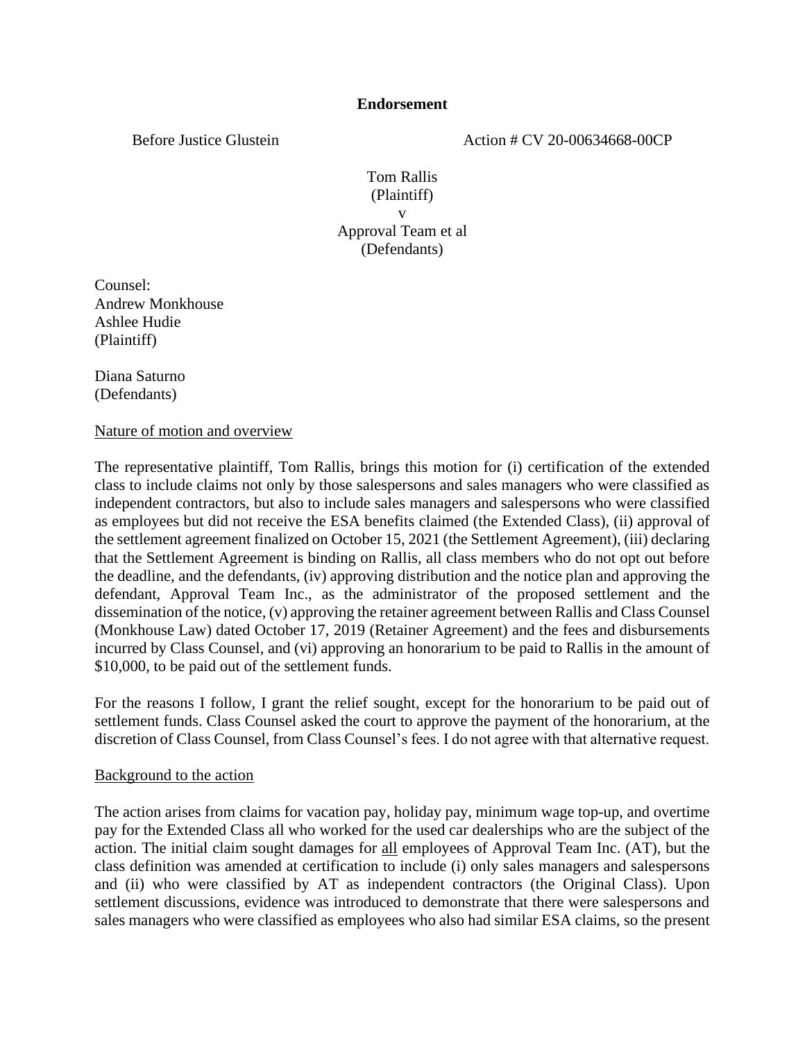**Endorsement**

Before Justice Glustein Action # CV 20-00634668-00CP

Tom Rallis
(Plaintiff)
v
Approval Team et al
(Defendants)

Counsel:
Andrew Monkhouse
Ashlee Hudie
(Plaintiff)

Diana Saturno
(Defendants)

Nature of motion and overview

The representative plaintiff, Tom Rallis, brings this motion for (i) certification of the extended class to include claims not only by those salespersons and sales managers who were classified as independent contractors, but also to include sales managers and salespersons who were classified as employees but did not receive the ESA benefits claimed (the Extended Class), (ii) approval of the settlement agreement finalized on October 15, 2021 (the Settlement Agreement), (iii) declaring that the Settlement Agreement is binding on Rallis, all class members who do not opt out before the deadline, and the defendants, (iv) approving distribution and the notice plan and approving the defendant, Approval Team Inc., as the administrator of the proposed settlement and the dissemination of the notice, (v) approving the retainer agreement between Rallis and Class Counsel (Monkhouse Law) dated October 17, 2019 (Retainer Agreement) and the fees and disbursements incurred by Class Counsel, and (vi) approving an honorarium to be paid to Rallis in the amount of $10,000, to be paid out of the settlement funds.

For the reasons I follow, I grant the relief sought, except for the honorarium to be paid out of settlement funds. Class Counsel asked the court to approve the payment of the honorarium, at the discretion of Class Counsel, from Class Counsel's fees. I do not agree with that alternative request.

Background to the action

The action arises from claims for vacation pay, holiday pay, minimum wage top-up, and overtime pay for the Extended Class all who worked for the used car dealerships who are the subject of the action. The initial claim sought damages for all employees of Approval Team Inc. (AT), but the class definition was amended at certification to include (i) only sales managers and salespersons and (ii) who were classified by AT as independent contractors (the Original Class). Upon settlement discussions, evidence was introduced to demonstrate that there were salespersons and sales managers who were classified as employees who also had similar ESA claims, so the present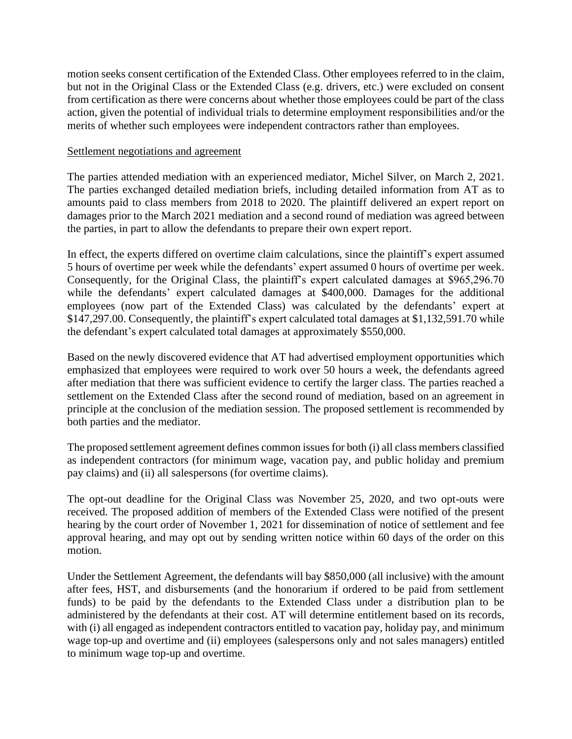motion seeks consent certification of the Extended Class. Other employees referred to in the claim, but not in the Original Class or the Extended Class (e.g. drivers, etc.) were excluded on consent from certification as there were concerns about whether those employees could be part of the class action, given the potential of individual trials to determine employment responsibilities and/or the merits of whether such employees were independent contractors rather than employees.

Settlement negotiations and agreement

The parties attended mediation with an experienced mediator, Michel Silver, on March 2, 2021. The parties exchanged detailed mediation briefs, including detailed information from AT as to amounts paid to class members from 2018 to 2020. The plaintiff delivered an expert report on damages prior to the March 2021 mediation and a second round of mediation was agreed between the parties, in part to allow the defendants to prepare their own expert report.

In effect, the experts differed on overtime claim calculations, since the plaintiff's expert assumed 5 hours of overtime per week while the defendants' expert assumed 0 hours of overtime per week. Consequently, for the Original Class, the plaintiff's expert calculated damages at $965,296.70 while the defendants' expert calculated damages at $400,000. Damages for the additional employees (now part of the Extended Class) was calculated by the defendants' expert at $147,297.00. Consequently, the plaintiff's expert calculated total damages at $1,132,591.70 while the defendant's expert calculated total damages at approximately $550,000.

Based on the newly discovered evidence that AT had advertised employment opportunities which emphasized that employees were required to work over 50 hours a week, the defendants agreed after mediation that there was sufficient evidence to certify the larger class. The parties reached a settlement on the Extended Class after the second round of mediation, based on an agreement in principle at the conclusion of the mediation session. The proposed settlement is recommended by both parties and the mediator.

The proposed settlement agreement defines common issues for both (i) all class members classified as independent contractors (for minimum wage, vacation pay, and public holiday and premium pay claims) and (ii) all salespersons (for overtime claims).

The opt-out deadline for the Original Class was November 25, 2020, and two opt-outs were received. The proposed addition of members of the Extended Class were notified of the present hearing by the court order of November 1, 2021 for dissemination of notice of settlement and fee approval hearing, and may opt out by sending written notice within 60 days of the order on this motion.

Under the Settlement Agreement, the defendants will bay $850,000 (all inclusive) with the amount after fees, HST, and disbursements (and the honorarium if ordered to be paid from settlement funds) to be paid by the defendants to the Extended Class under a distribution plan to be administered by the defendants at their cost. AT will determine entitlement based on its records, with (i) all engaged as independent contractors entitled to vacation pay, holiday pay, and minimum wage top-up and overtime and (ii) employees (salespersons only and not sales managers) entitled to minimum wage top-up and overtime.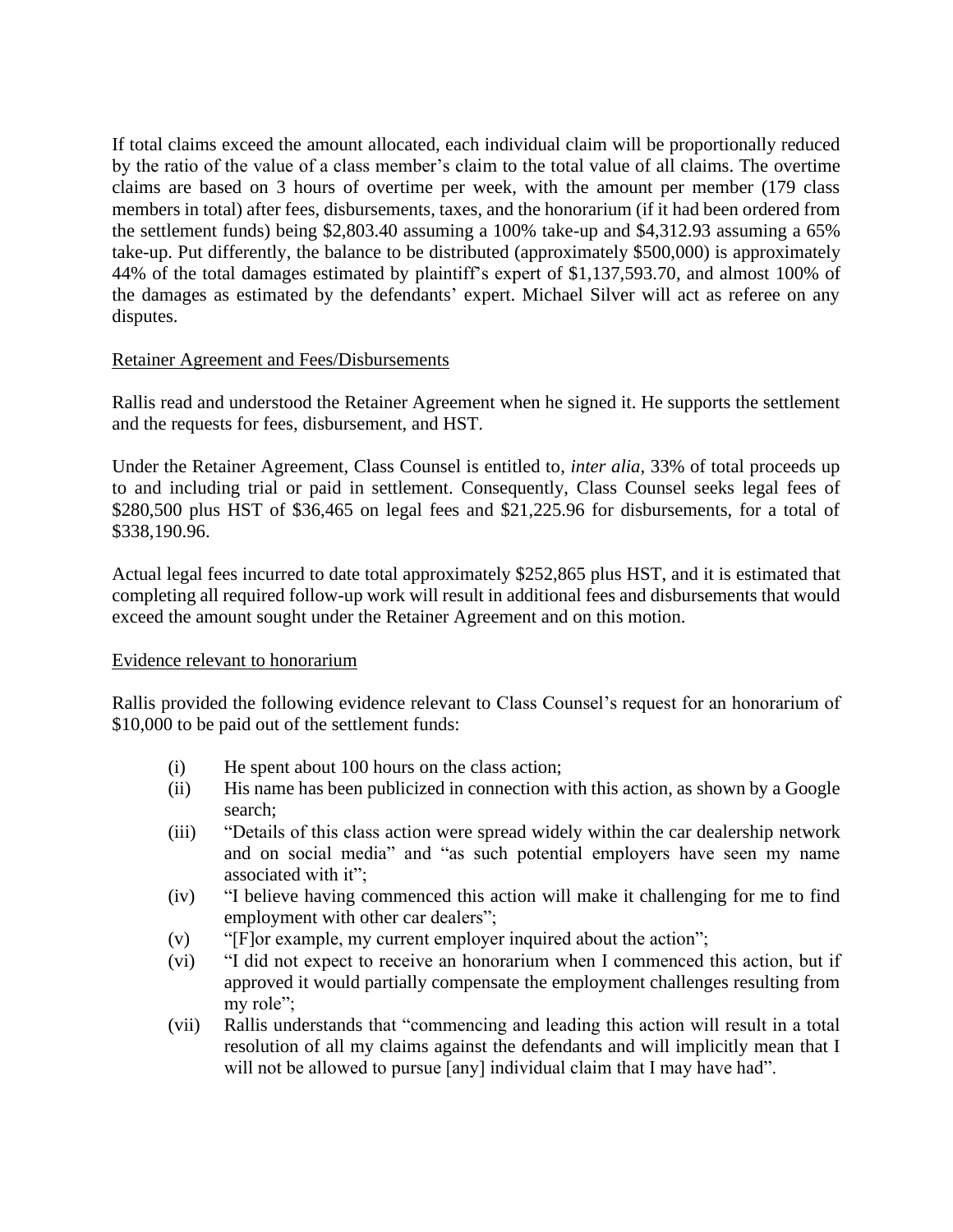If total claims exceed the amount allocated, each individual claim will be proportionally reduced by the ratio of the value of a class member's claim to the total value of all claims. The overtime claims are based on 3 hours of overtime per week, with the amount per member (179 class members in total) after fees, disbursements, taxes, and the honorarium (if it had been ordered from the settlement funds) being $2,803.40 assuming a 100% take-up and $4,312.93 assuming a 65% take-up. Put differently, the balance to be distributed (approximately $500,000) is approximately 44% of the total damages estimated by plaintiff's expert of $1,137,593.70, and almost 100% of the damages as estimated by the defendants' expert. Michael Silver will act as referee on any disputes.

Retainer Agreement and Fees/Disbursements

Rallis read and understood the Retainer Agreement when he signed it. He supports the settlement and the requests for fees, disbursement, and HST.

Under the Retainer Agreement, Class Counsel is entitled to, *inter alia*, 33% of total proceeds up to and including trial or paid in settlement. Consequently, Class Counsel seeks legal fees of $280,500 plus HST of $36,465 on legal fees and $21,225.96 for disbursements, for a total of $338,190.96.

Actual legal fees incurred to date total approximately $252,865 plus HST, and it is estimated that completing all required follow-up work will result in additional fees and disbursements that would exceed the amount sought under the Retainer Agreement and on this motion.

Evidence relevant to honorarium

Rallis provided the following evidence relevant to Class Counsel's request for an honorarium of $10,000 to be paid out of the settlement funds:

(i) He spent about 100 hours on the class action;

(ii) His name has been publicized in connection with this action, as shown by a Google search;

(iii) "Details of this class action were spread widely within the car dealership network and on social media" and "as such potential employers have seen my name associated with it";

(iv) "I believe having commenced this action will make it challenging for me to find employment with other car dealers";

(v) "[F]or example, my current employer inquired about the action";

(vi) "I did not expect to receive an honorarium when I commenced this action, but if approved it would partially compensate the employment challenges resulting from my role";

(vii) Rallis understands that "commencing and leading this action will result in a total resolution of all my claims against the defendants and will implicitly mean that I will not be allowed to pursue [any] individual claim that I may have had".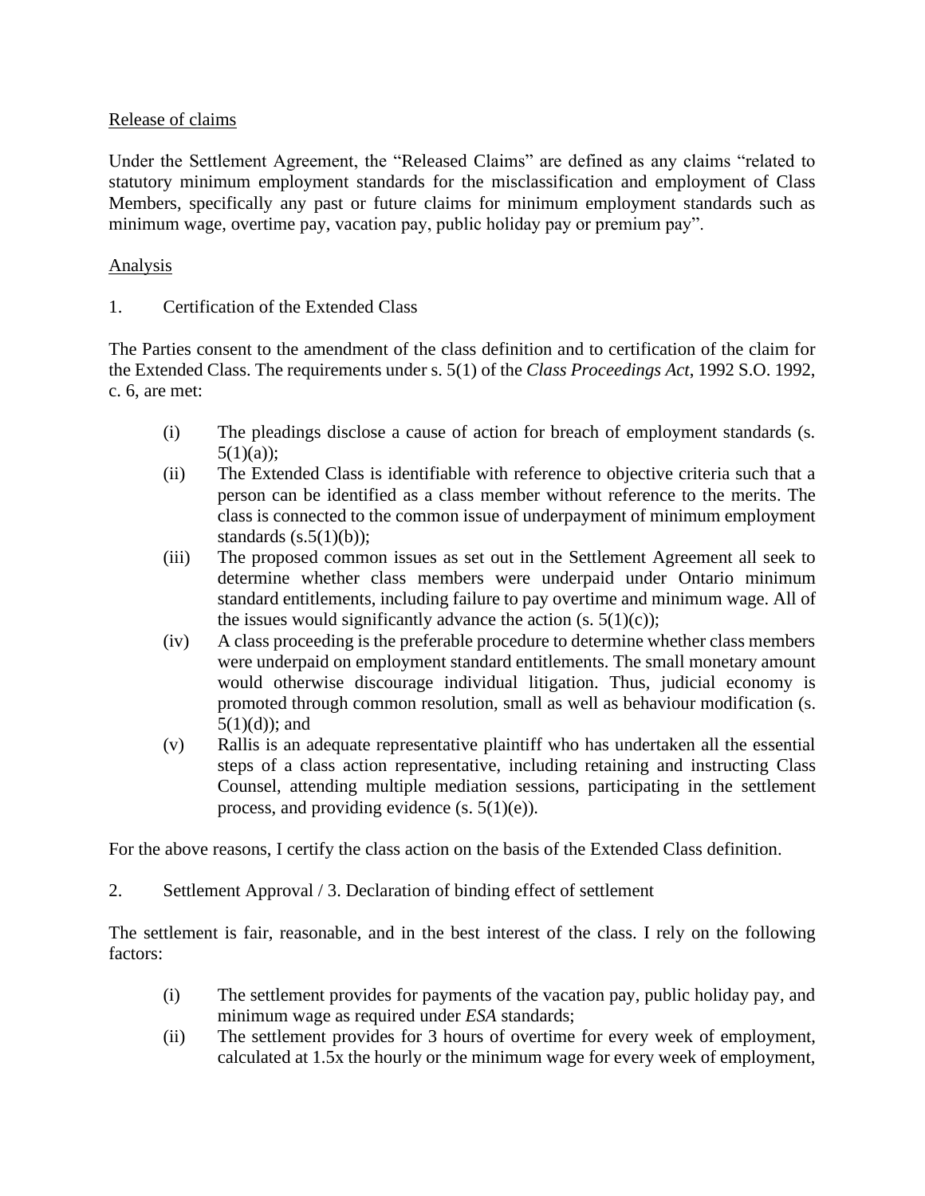Release of claims

Under the Settlement Agreement, the "Released Claims" are defined as any claims "related to statutory minimum employment standards for the misclassification and employment of Class Members, specifically any past or future claims for minimum employment standards such as minimum wage, overtime pay, vacation pay, public holiday pay or premium pay".

Analysis

1. Certification of the Extended Class

The Parties consent to the amendment of the class definition and to certification of the claim for the Extended Class. The requirements under s. 5(1) of the *Class Proceedings Act*, 1992 S.O. 1992, c. 6, are met:

(i) The pleadings disclose a cause of action for breach of employment standards (s. 5(1)(a));
(ii) The Extended Class is identifiable with reference to objective criteria such that a person can be identified as a class member without reference to the merits. The class is connected to the common issue of underpayment of minimum employment standards (s.5(1)(b));
(iii) The proposed common issues as set out in the Settlement Agreement all seek to determine whether class members were underpaid under Ontario minimum standard entitlements, including failure to pay overtime and minimum wage. All of the issues would significantly advance the action (s. 5(1)(c));
(iv) A class proceeding is the preferable procedure to determine whether class members were underpaid on employment standard entitlements. The small monetary amount would otherwise discourage individual litigation. Thus, judicial economy is promoted through common resolution, small as well as behaviour modification (s. 5(1)(d)); and
(v) Rallis is an adequate representative plaintiff who has undertaken all the essential steps of a class action representative, including retaining and instructing Class Counsel, attending multiple mediation sessions, participating in the settlement process, and providing evidence (s. 5(1)(e)).

For the above reasons, I certify the class action on the basis of the Extended Class definition.

2. Settlement Approval / 3. Declaration of binding effect of settlement

The settlement is fair, reasonable, and in the best interest of the class. I rely on the following factors:

(i) The settlement provides for payments of the vacation pay, public holiday pay, and minimum wage as required under *ESA* standards;
(ii) The settlement provides for 3 hours of overtime for every week of employment, calculated at 1.5x the hourly or the minimum wage for every week of employment,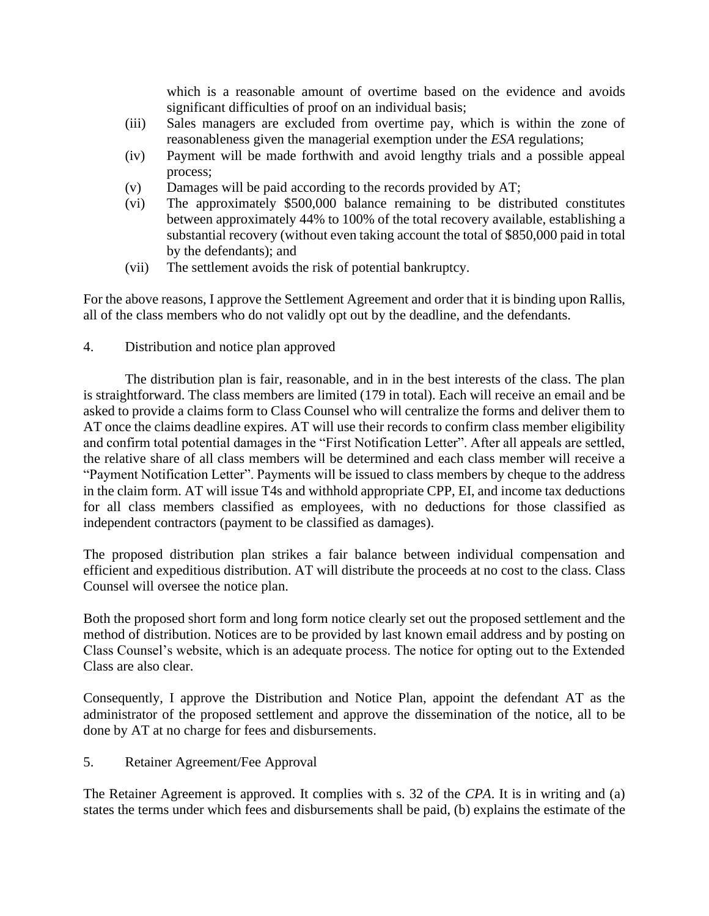which is a reasonable amount of overtime based on the evidence and avoids significant difficulties of proof on an individual basis;

(iii) Sales managers are excluded from overtime pay, which is within the zone of reasonableness given the managerial exemption under the *ESA* regulations;

(iv) Payment will be made forthwith and avoid lengthy trials and a possible appeal process;

(v) Damages will be paid according to the records provided by AT;

(vi) The approximately $500,000 balance remaining to be distributed constitutes between approximately 44% to 100% of the total recovery available, establishing a substantial recovery (without even taking account the total of $850,000 paid in total by the defendants); and

(vii) The settlement avoids the risk of potential bankruptcy.

For the above reasons, I approve the Settlement Agreement and order that it is binding upon Rallis, all of the class members who do not validly opt out by the deadline, and the defendants.

4. Distribution and notice plan approved

The distribution plan is fair, reasonable, and in in the best interests of the class. The plan is straightforward. The class members are limited (179 in total). Each will receive an email and be asked to provide a claims form to Class Counsel who will centralize the forms and deliver them to AT once the claims deadline expires. AT will use their records to confirm class member eligibility and confirm total potential damages in the "First Notification Letter". After all appeals are settled, the relative share of all class members will be determined and each class member will receive a "Payment Notification Letter". Payments will be issued to class members by cheque to the address in the claim form. AT will issue T4s and withhold appropriate CPP, EI, and income tax deductions for all class members classified as employees, with no deductions for those classified as independent contractors (payment to be classified as damages).

The proposed distribution plan strikes a fair balance between individual compensation and efficient and expeditious distribution. AT will distribute the proceeds at no cost to the class. Class Counsel will oversee the notice plan.

Both the proposed short form and long form notice clearly set out the proposed settlement and the method of distribution. Notices are to be provided by last known email address and by posting on Class Counsel's website, which is an adequate process. The notice for opting out to the Extended Class are also clear.

Consequently, I approve the Distribution and Notice Plan, appoint the defendant AT as the administrator of the proposed settlement and approve the dissemination of the notice, all to be done by AT at no charge for fees and disbursements.

5. Retainer Agreement/Fee Approval

The Retainer Agreement is approved. It complies with s. 32 of the *CPA*. It is in writing and (a) states the terms under which fees and disbursements shall be paid, (b) explains the estimate of the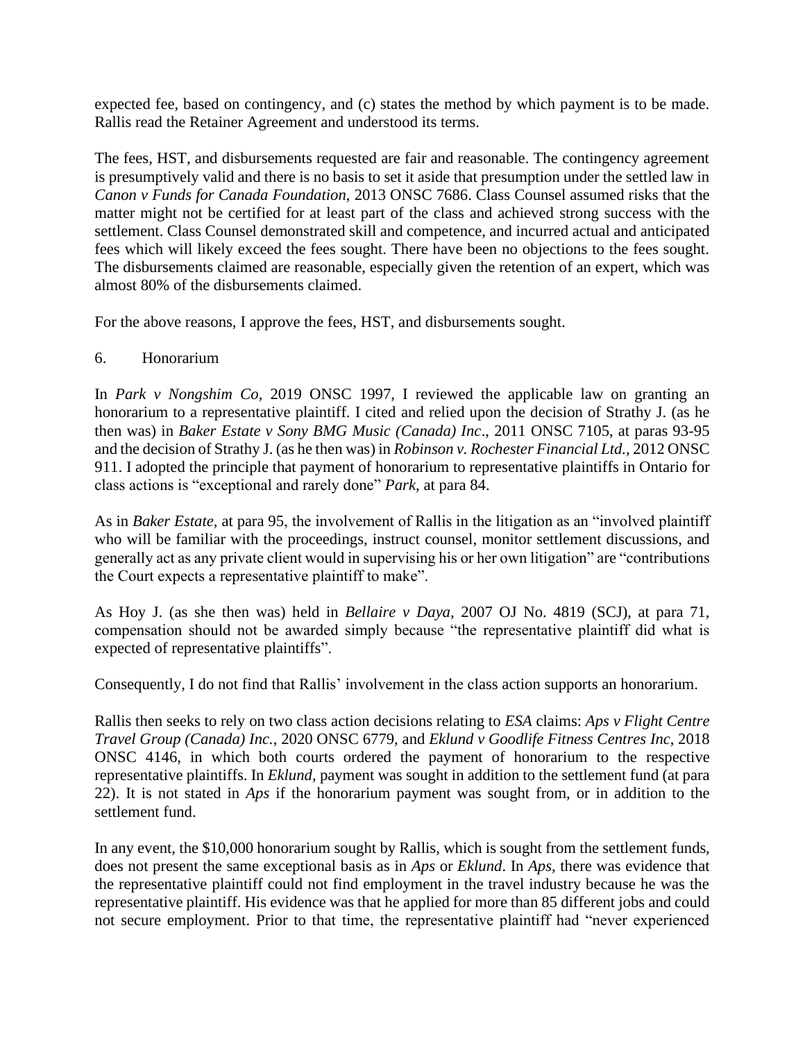expected fee, based on contingency, and (c) states the method by which payment is to be made. Rallis read the Retainer Agreement and understood its terms.

The fees, HST, and disbursements requested are fair and reasonable. The contingency agreement is presumptively valid and there is no basis to set it aside that presumption under the settled law in *Canon v Funds for Canada Foundation*, 2013 ONSC 7686. Class Counsel assumed risks that the matter might not be certified for at least part of the class and achieved strong success with the settlement. Class Counsel demonstrated skill and competence, and incurred actual and anticipated fees which will likely exceed the fees sought. There have been no objections to the fees sought. The disbursements claimed are reasonable, especially given the retention of an expert, which was almost 80% of the disbursements claimed.

For the above reasons, I approve the fees, HST, and disbursements sought.

## 6. Honorarium

In *Park v Nongshim Co*, 2019 ONSC 1997, I reviewed the applicable law on granting an honorarium to a representative plaintiff. I cited and relied upon the decision of Strathy J. (as he then was) in *Baker Estate v Sony BMG Music (Canada) Inc*., 2011 ONSC 7105, at paras 93-95 and the decision of Strathy J. (as he then was) in *Robinson v. Rochester Financial Ltd.*, 2012 ONSC 911. I adopted the principle that payment of honorarium to representative plaintiffs in Ontario for class actions is "exceptional and rarely done" *Park,* at para 84.

As in *Baker Estate*, at para 95, the involvement of Rallis in the litigation as an "involved plaintiff who will be familiar with the proceedings, instruct counsel, monitor settlement discussions, and generally act as any private client would in supervising his or her own litigation" are "contributions the Court expects a representative plaintiff to make".

As Hoy J. (as she then was) held in *Bellaire v Daya*, 2007 OJ No. 4819 (SCJ), at para 71, compensation should not be awarded simply because "the representative plaintiff did what is expected of representative plaintiffs".

Consequently, I do not find that Rallis' involvement in the class action supports an honorarium.

Rallis then seeks to rely on two class action decisions relating to *ESA* claims: *Aps v Flight Centre Travel Group (Canada) Inc.*, 2020 ONSC 6779, and *Eklund v Goodlife Fitness Centres Inc*, 2018 ONSC 4146, in which both courts ordered the payment of honorarium to the respective representative plaintiffs. In *Eklund*, payment was sought in addition to the settlement fund (at para 22). It is not stated in *Aps* if the honorarium payment was sought from, or in addition to the settlement fund.

In any event, the $10,000 honorarium sought by Rallis, which is sought from the settlement funds, does not present the same exceptional basis as in *Aps* or *Eklund*. In *Aps*, there was evidence that the representative plaintiff could not find employment in the travel industry because he was the representative plaintiff. His evidence was that he applied for more than 85 different jobs and could not secure employment. Prior to that time, the representative plaintiff had "never experienced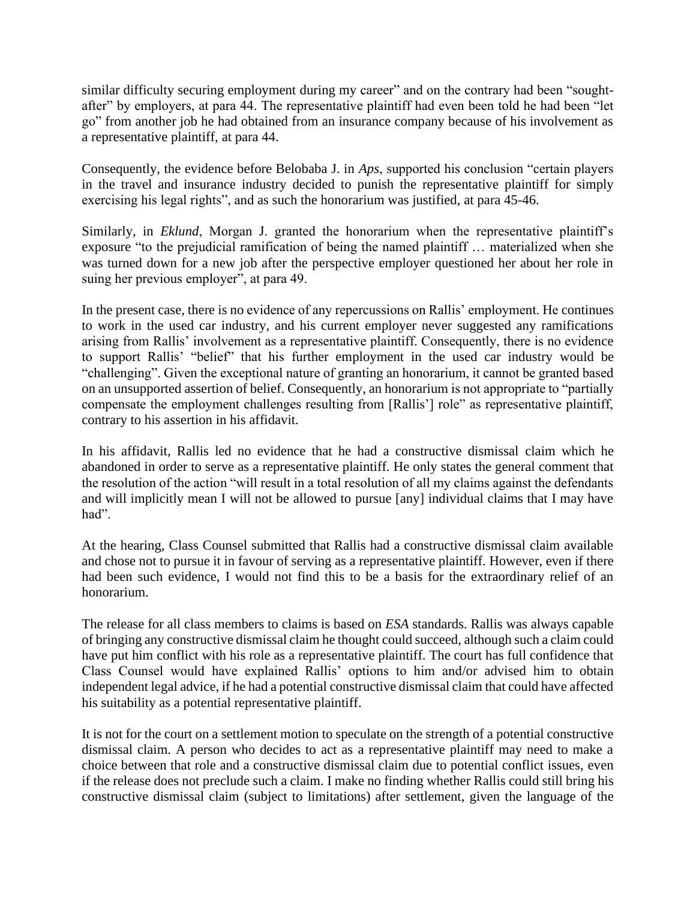similar difficulty securing employment during my career" and on the contrary had been "sought-after" by employers, at para 44. The representative plaintiff had even been told he had been "let go" from another job he had obtained from an insurance company because of his involvement as a representative plaintiff, at para 44.

Consequently, the evidence before Belobaba J. in *Aps*, supported his conclusion "certain players in the travel and insurance industry decided to punish the representative plaintiff for simply exercising his legal rights", and as such the honorarium was justified, at para 45-46.

Similarly, in *Eklund*, Morgan J. granted the honorarium when the representative plaintiff's exposure "to the prejudicial ramification of being the named plaintiff … materialized when she was turned down for a new job after the perspective employer questioned her about her role in suing her previous employer", at para 49.

In the present case, there is no evidence of any repercussions on Rallis' employment. He continues to work in the used car industry, and his current employer never suggested any ramifications arising from Rallis' involvement as a representative plaintiff. Consequently, there is no evidence to support Rallis' "belief" that his further employment in the used car industry would be "challenging". Given the exceptional nature of granting an honorarium, it cannot be granted based on an unsupported assertion of belief. Consequently, an honorarium is not appropriate to "partially compensate the employment challenges resulting from [Rallis'] role" as representative plaintiff, contrary to his assertion in his affidavit.

In his affidavit, Rallis led no evidence that he had a constructive dismissal claim which he abandoned in order to serve as a representative plaintiff. He only states the general comment that the resolution of the action "will result in a total resolution of all my claims against the defendants and will implicitly mean I will not be allowed to pursue [any] individual claims that I may have had".

At the hearing, Class Counsel submitted that Rallis had a constructive dismissal claim available and chose not to pursue it in favour of serving as a representative plaintiff. However, even if there had been such evidence, I would not find this to be a basis for the extraordinary relief of an honorarium.

The release for all class members to claims is based on *ESA* standards. Rallis was always capable of bringing any constructive dismissal claim he thought could succeed, although such a claim could have put him conflict with his role as a representative plaintiff. The court has full confidence that Class Counsel would have explained Rallis' options to him and/or advised him to obtain independent legal advice, if he had a potential constructive dismissal claim that could have affected his suitability as a potential representative plaintiff.

It is not for the court on a settlement motion to speculate on the strength of a potential constructive dismissal claim. A person who decides to act as a representative plaintiff may need to make a choice between that role and a constructive dismissal claim due to potential conflict issues, even if the release does not preclude such a claim. I make no finding whether Rallis could still bring his constructive dismissal claim (subject to limitations) after settlement, given the language of the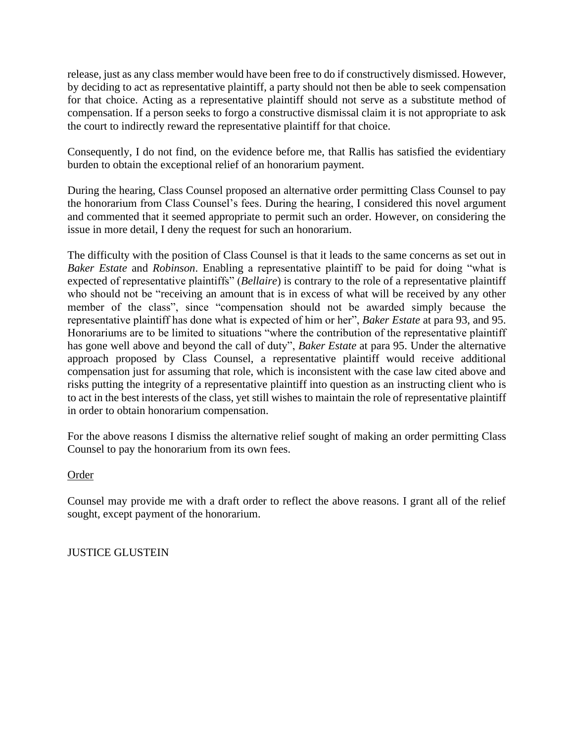release, just as any class member would have been free to do if constructively dismissed. However, by deciding to act as representative plaintiff, a party should not then be able to seek compensation for that choice. Acting as a representative plaintiff should not serve as a substitute method of compensation. If a person seeks to forgo a constructive dismissal claim it is not appropriate to ask the court to indirectly reward the representative plaintiff for that choice.

Consequently, I do not find, on the evidence before me, that Rallis has satisfied the evidentiary burden to obtain the exceptional relief of an honorarium payment.

During the hearing, Class Counsel proposed an alternative order permitting Class Counsel to pay the honorarium from Class Counsel's fees. During the hearing, I considered this novel argument and commented that it seemed appropriate to permit such an order. However, on considering the issue in more detail, I deny the request for such an honorarium.

The difficulty with the position of Class Counsel is that it leads to the same concerns as set out in *Baker Estate* and *Robinson*. Enabling a representative plaintiff to be paid for doing "what is expected of representative plaintiffs" (*Bellaire*) is contrary to the role of a representative plaintiff who should not be "receiving an amount that is in excess of what will be received by any other member of the class", since "compensation should not be awarded simply because the representative plaintiff has done what is expected of him or her", *Baker Estate* at para 93, and 95. Honorariums are to be limited to situations "where the contribution of the representative plaintiff has gone well above and beyond the call of duty", *Baker Estate* at para 95. Under the alternative approach proposed by Class Counsel, a representative plaintiff would receive additional compensation just for assuming that role, which is inconsistent with the case law cited above and risks putting the integrity of a representative plaintiff into question as an instructing client who is to act in the best interests of the class, yet still wishes to maintain the role of representative plaintiff in order to obtain honorarium compensation.

For the above reasons I dismiss the alternative relief sought of making an order permitting Class Counsel to pay the honorarium from its own fees.

<u>Order</u>

Counsel may provide me with a draft order to reflect the above reasons. I grant all of the relief sought, except payment of the honorarium.

JUSTICE GLUSTEIN